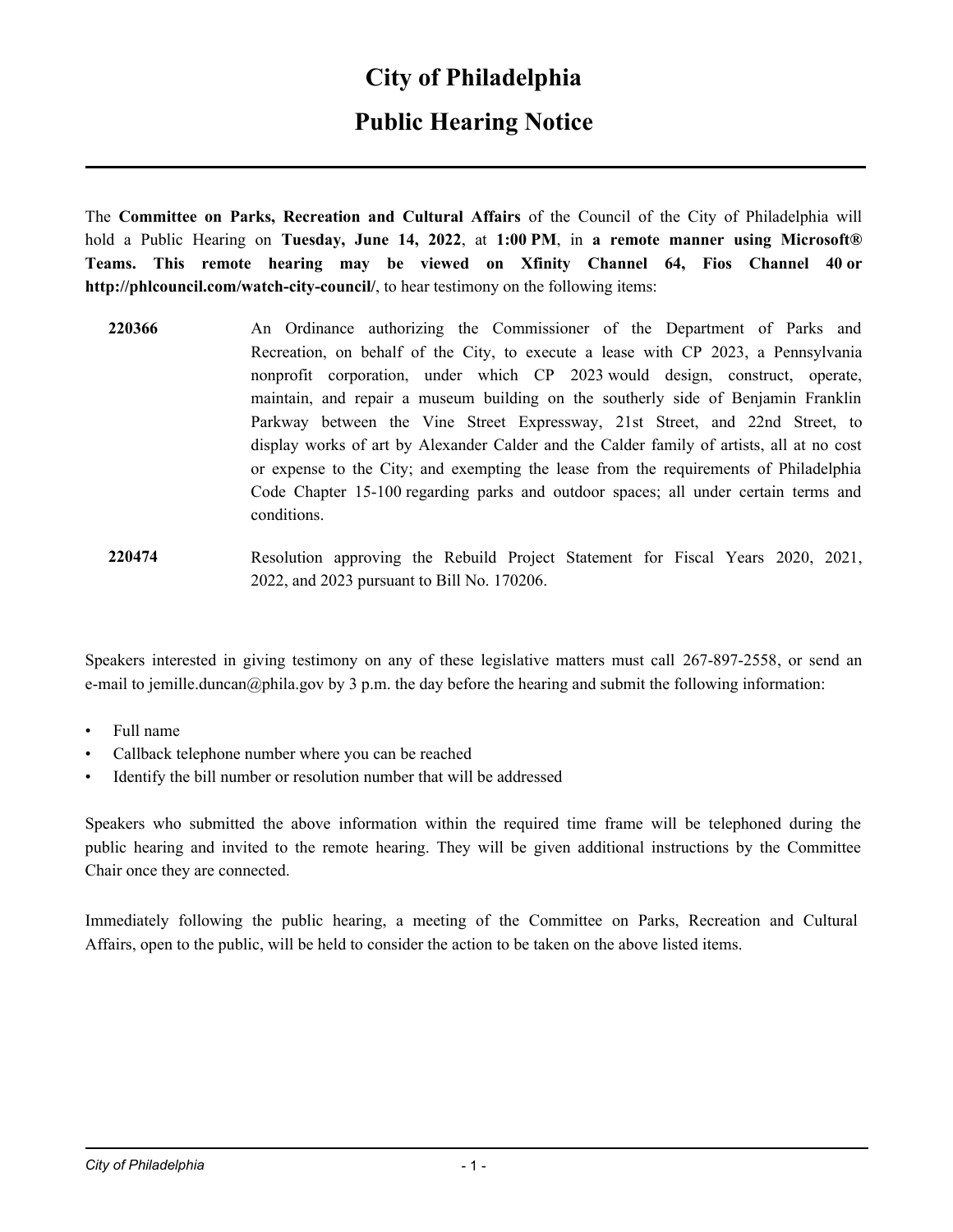# City of Philadelphia

## Public Hearing Notice

The **Committee on Parks, Recreation and Cultural Affairs** of the Council of the City of Philadelphia will hold a Public Hearing on **Tuesday, June 14, 2022**, at **1:00 PM**, in **a remote manner using Microsoft® Teams. This remote hearing may be viewed on Xfinity Channel 64, Fios Channel 40 or http://phlcouncil.com/watch-city-council/**, to hear testimony on the following items:

**220366** An Ordinance authorizing the Commissioner of the Department of Parks and Recreation, on behalf of the City, to execute a lease with CP 2023, a Pennsylvania nonprofit corporation, under which CP 2023 would design, construct, operate, maintain, and repair a museum building on the southerly side of Benjamin Franklin Parkway between the Vine Street Expressway, 21st Street, and 22nd Street, to display works of art by Alexander Calder and the Calder family of artists, all at no cost or expense to the City; and exempting the lease from the requirements of Philadelphia Code Chapter 15-100 regarding parks and outdoor spaces; all under certain terms and conditions.

**220474** Resolution approving the Rebuild Project Statement for Fiscal Years 2020, 2021, 2022, and 2023 pursuant to Bill No. 170206.

Speakers interested in giving testimony on any of these legislative matters must call 267-897-2558, or send an e-mail to jemille.duncan@phila.gov by 3 p.m. the day before the hearing and submit the following information:

- Full name
- Callback telephone number where you can be reached
- Identify the bill number or resolution number that will be addressed

Speakers who submitted the above information within the required time frame will be telephoned during the public hearing and invited to the remote hearing. They will be given additional instructions by the Committee Chair once they are connected.

Immediately following the public hearing, a meeting of the Committee on Parks, Recreation and Cultural Affairs, open to the public, will be held to consider the action to be taken on the above listed items.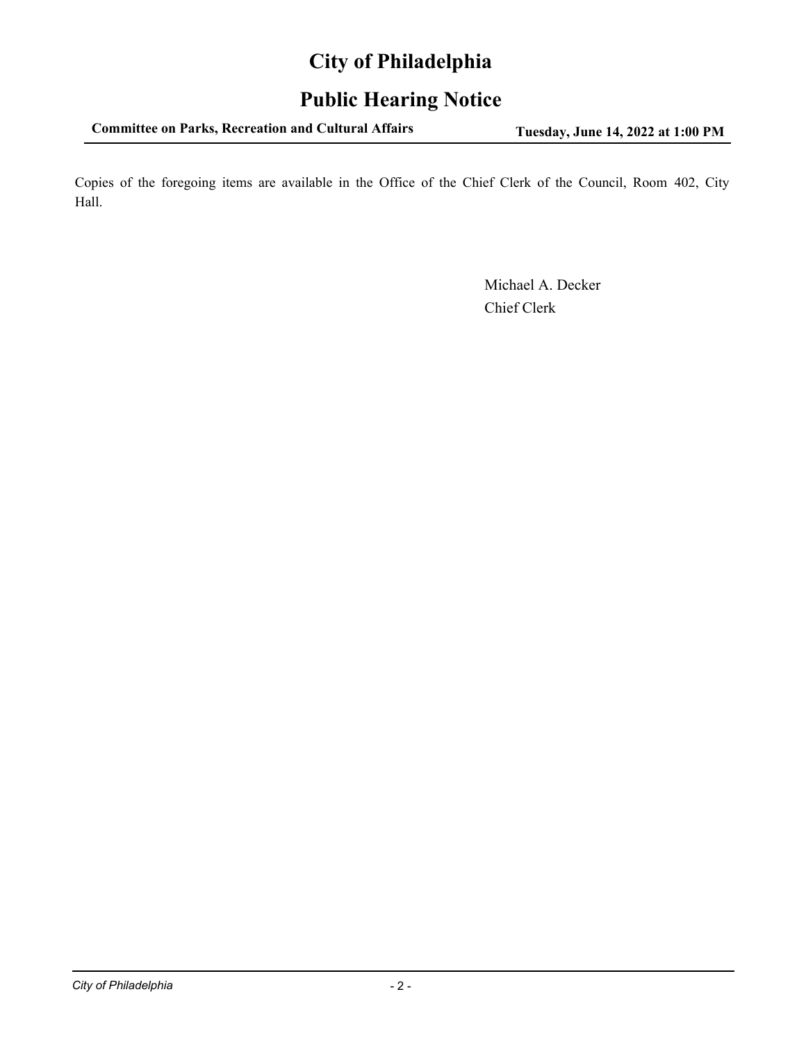# City of Philadelphia

## Public Hearing Notice

**Committee on Parks, Recreation and Cultural Affairs** **Tuesday, June 14, 2022 at 1:00 PM**

Copies of the foregoing items are available in the Office of the Chief Clerk of the Council, Room 402, City Hall.

Michael A. Decker
Chief Clerk